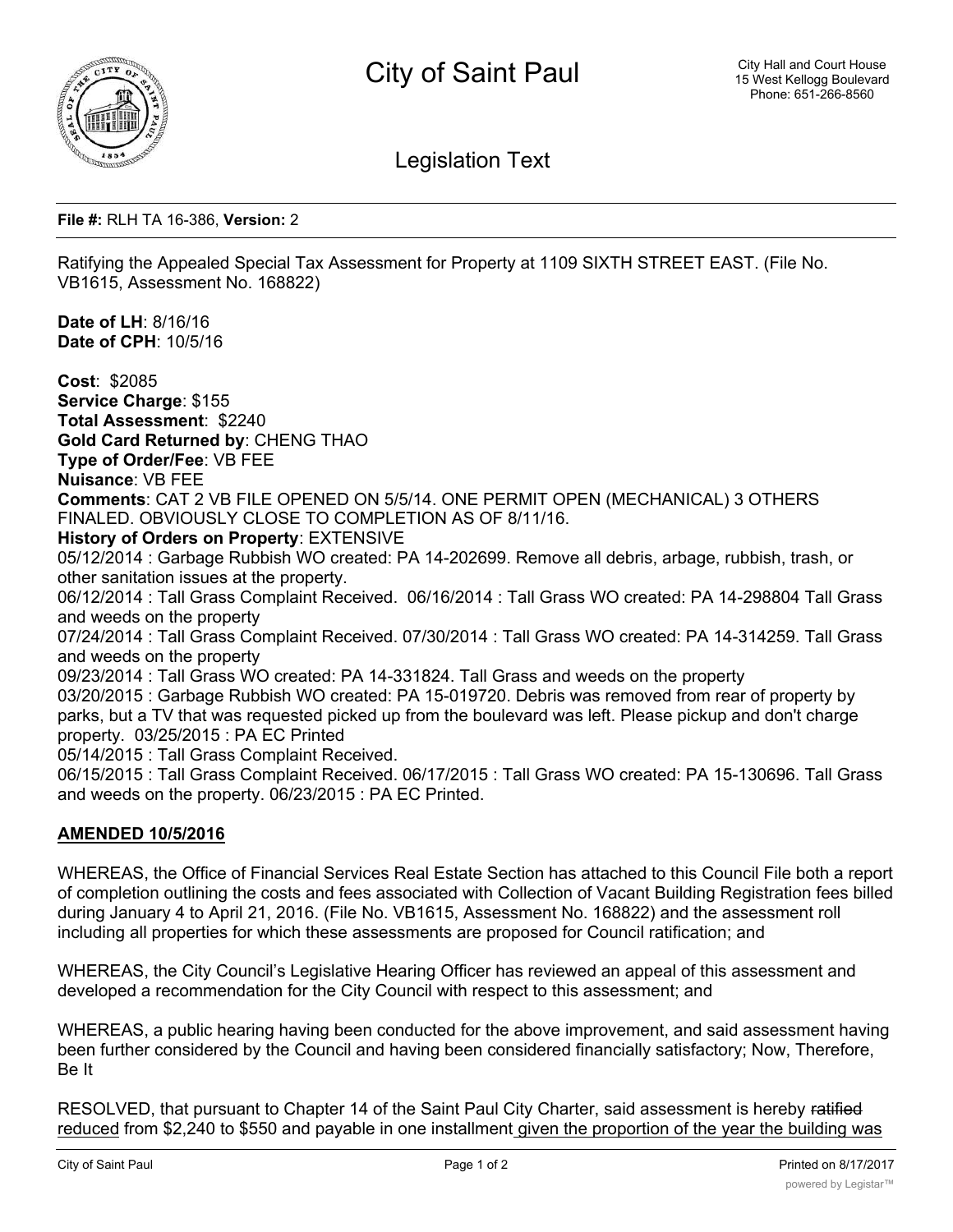# City of Saint Paul

City Hall and Court House
15 West Kellogg Boulevard
Phone: 651-266-8560

## Legislation Text

**File #:** RLH TA 16-386, **Version:** 2

Ratifying the Appealed Special Tax Assessment for Property at 1109 SIXTH STREET EAST. (File No. VB1615, Assessment No. 168822)

**Date of LH**: 8/16/16
**Date of CPH**: 10/5/16

**Cost**: $2085
**Service Charge**: $155
**Total Assessment**: $2240
**Gold Card Returned by**: CHENG THAO
**Type of Order/Fee**: VB FEE
**Nuisance**: VB FEE
**Comments**: CAT 2 VB FILE OPENED ON 5/5/14. ONE PERMIT OPEN (MECHANICAL) 3 OTHERS FINALED. OBVIOUSLY CLOSE TO COMPLETION AS OF 8/11/16.
**History of Orders on Property**: EXTENSIVE
05/12/2014 : Garbage Rubbish WO created: PA 14-202699. Remove all debris, arbage, rubbish, trash, or other sanitation issues at the property.
06/12/2014 : Tall Grass Complaint Received. 06/16/2014 : Tall Grass WO created: PA 14-298804 Tall Grass and weeds on the property
07/24/2014 : Tall Grass Complaint Received. 07/30/2014 : Tall Grass WO created: PA 14-314259. Tall Grass and weeds on the property
09/23/2014 : Tall Grass WO created: PA 14-331824. Tall Grass and weeds on the property
03/20/2015 : Garbage Rubbish WO created: PA 15-019720. Debris was removed from rear of property by parks, but a TV that was requested picked up from the boulevard was left. Please pickup and don't charge property. 03/25/2015 : PA EC Printed
05/14/2015 : Tall Grass Complaint Received.
06/15/2015 : Tall Grass Complaint Received. 06/17/2015 : Tall Grass WO created: PA 15-130696. Tall Grass and weeds on the property. 06/23/2015 : PA EC Printed.

**AMENDED 10/5/2016**

WHEREAS, the Office of Financial Services Real Estate Section has attached to this Council File both a report of completion outlining the costs and fees associated with Collection of Vacant Building Registration fees billed during January 4 to April 21, 2016. (File No. VB1615, Assessment No. 168822) and the assessment roll including all properties for which these assessments are proposed for Council ratification; and

WHEREAS, the City Council's Legislative Hearing Officer has reviewed an appeal of this assessment and developed a recommendation for the City Council with respect to this assessment; and

WHEREAS, a public hearing having been conducted for the above improvement, and said assessment having been further considered by the Council and having been considered financially satisfactory; Now, Therefore, Be It

RESOLVED, that pursuant to Chapter 14 of the Saint Paul City Charter, said assessment is hereby ~~ratified~~ reduced from $2,240 to $550 and payable in one installment given the proportion of the year the building was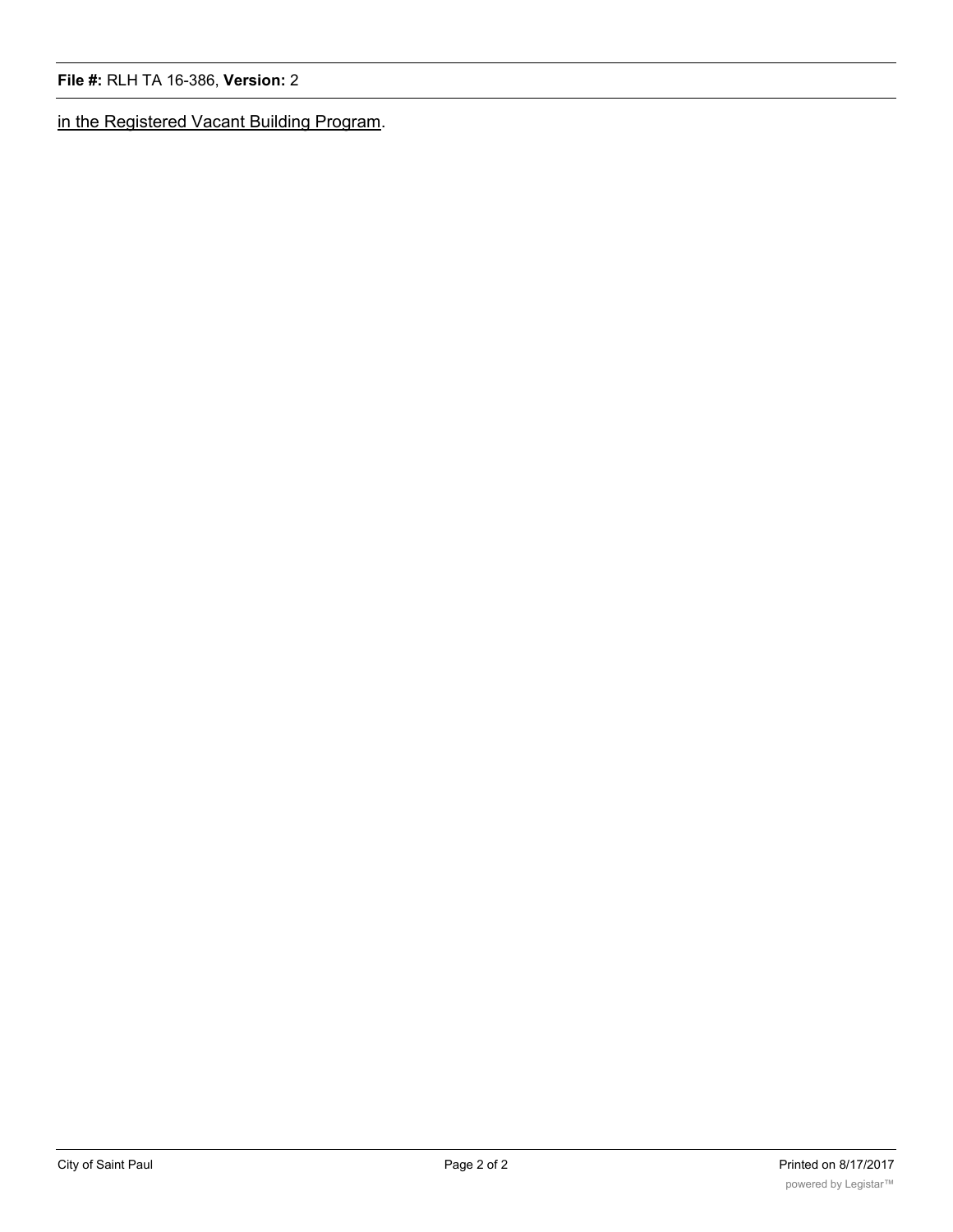in the Registered Vacant Building Program.